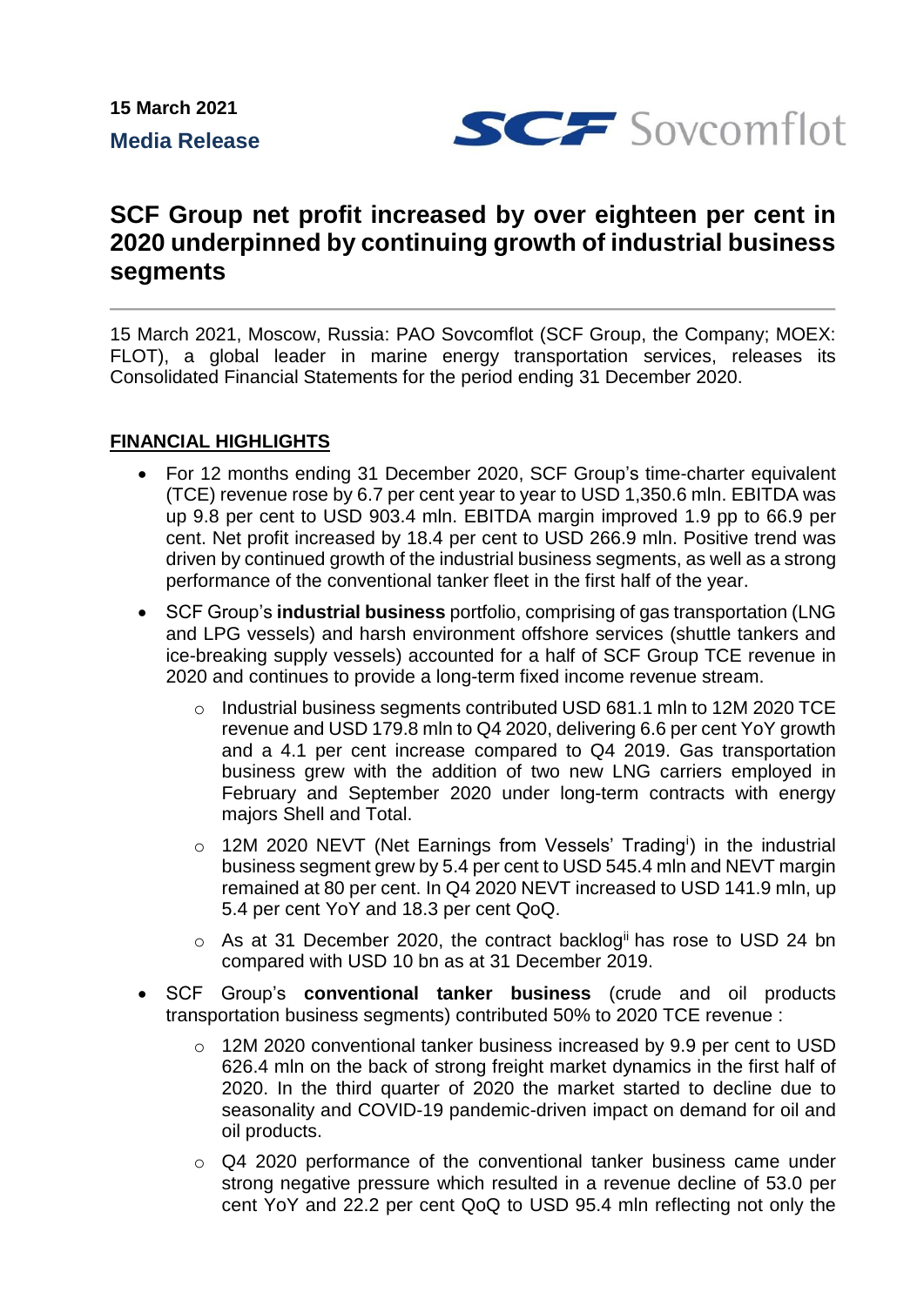15 March 2021

**Media Release**

SCF Sovcomflot

# SCF Group net profit increased by over eighteen per cent in 2020 underpinned by continuing growth of industrial business segments

15 March 2021, Moscow, Russia: PAO Sovcomflot (SCF Group, the Company; MOEX: FLOT), a global leader in marine energy transportation services, releases its Consolidated Financial Statements for the period ending 31 December 2020.

## FINANCIAL HIGHLIGHTS

- For 12 months ending 31 December 2020, SCF Group's time-charter equivalent (TCE) revenue rose by 6.7 per cent year to year to USD 1,350.6 mln. EBITDA was up 9.8 per cent to USD 903.4 mln. EBITDA margin improved 1.9 pp to 66.9 per cent. Net profit increased by 18.4 per cent to USD 266.9 mln. Positive trend was driven by continued growth of the industrial business segments, as well as a strong performance of the conventional tanker fleet in the first half of the year.
- SCF Group's **industrial business** portfolio, comprising of gas transportation (LNG and LPG vessels) and harsh environment offshore services (shuttle tankers and ice-breaking supply vessels) accounted for a half of SCF Group TCE revenue in 2020 and continues to provide a long-term fixed income revenue stream.
  - Industrial business segments contributed USD 681.1 mln to 12M 2020 TCE revenue and USD 179.8 mln to Q4 2020, delivering 6.6 per cent YoY growth and a 4.1 per cent increase compared to Q4 2019. Gas transportation business grew with the addition of two new LNG carriers employed in February and September 2020 under long-term contracts with energy majors Shell and Total.
  - 12M 2020 NEVT (Net Earnings from Vessels' Trading[i]) in the industrial business segment grew by 5.4 per cent to USD 545.4 mln and NEVT margin remained at 80 per cent. In Q4 2020 NEVT increased to USD 141.9 mln, up 5.4 per cent YoY and 18.3 per cent QoQ.
  - As at 31 December 2020, the contract backlog[ii] has rose to USD 24 bn compared with USD 10 bn as at 31 December 2019.
- SCF Group's **conventional tanker business** (crude and oil products transportation business segments) contributed 50% to 2020 TCE revenue :
  - 12M 2020 conventional tanker business increased by 9.9 per cent to USD 626.4 mln on the back of strong freight market dynamics in the first half of 2020. In the third quarter of 2020 the market started to decline due to seasonality and COVID-19 pandemic-driven impact on demand for oil and oil products.
  - Q4 2020 performance of the conventional tanker business came under strong negative pressure which resulted in a revenue decline of 53.0 per cent YoY and 22.2 per cent QoQ to USD 95.4 mln reflecting not only the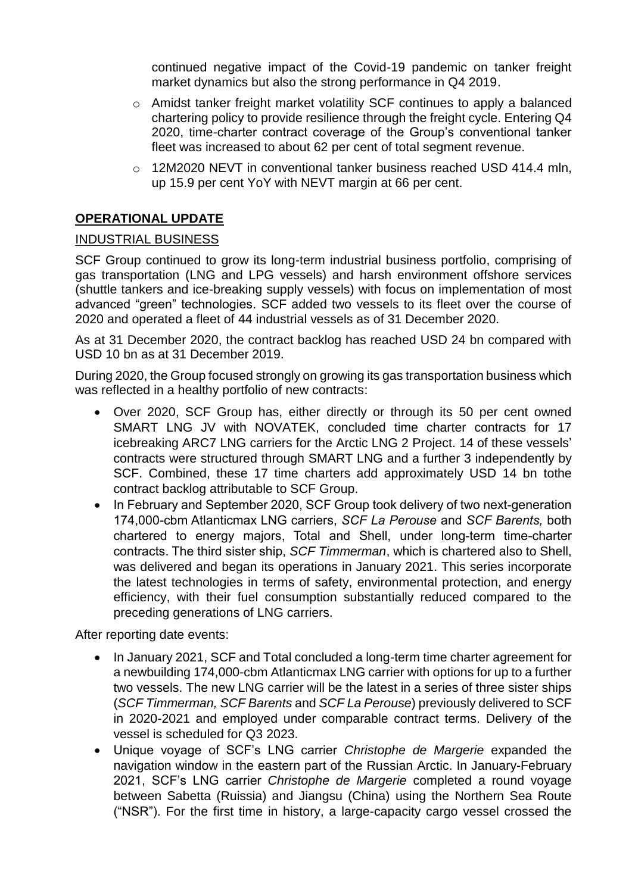continued negative impact of the Covid-19 pandemic on tanker freight market dynamics but also the strong performance in Q4 2019.

- Amidst tanker freight market volatility SCF continues to apply a balanced chartering policy to provide resilience through the freight cycle. Entering Q4 2020, time-charter contract coverage of the Group's conventional tanker fleet was increased to about 62 per cent of total segment revenue.
- 12M2020 NEVT in conventional tanker business reached USD 414.4 mln, up 15.9 per cent YoY with NEVT margin at 66 per cent.

## OPERATIONAL UPDATE

### INDUSTRIAL BUSINESS

SCF Group continued to grow its long-term industrial business portfolio, comprising of gas transportation (LNG and LPG vessels) and harsh environment offshore services (shuttle tankers and ice-breaking supply vessels) with focus on implementation of most advanced "green" technologies. SCF added two vessels to its fleet over the course of 2020 and operated a fleet of 44 industrial vessels as of 31 December 2020.

As at 31 December 2020, the contract backlog has reached USD 24 bn compared with USD 10 bn as at 31 December 2019.

During 2020, the Group focused strongly on growing its gas transportation business which was reflected in a healthy portfolio of new contracts:

- Over 2020, SCF Group has, either directly or through its 50 per cent owned SMART LNG JV with NOVATEK, concluded time charter contracts for 17 icebreaking ARC7 LNG carriers for the Arctic LNG 2 Project. 14 of these vessels' contracts were structured through SMART LNG and a further 3 independently by SCF. Combined, these 17 time charters add approximately USD 14 bn tothe contract backlog attributable to SCF Group.
- In February and September 2020, SCF Group took delivery of two next-generation 174,000-cbm Atlanticmax LNG carriers, *SCF La Perouse* and *SCF Barents,* both chartered to energy majors, Total and Shell, under long-term time-charter contracts. The third sister ship, *SCF Timmerman*, which is chartered also to Shell, was delivered and began its operations in January 2021. This series incorporate the latest technologies in terms of safety, environmental protection, and energy efficiency, with their fuel consumption substantially reduced compared to the preceding generations of LNG carriers.

After reporting date events:

- In January 2021, SCF and Total concluded a long-term time charter agreement for a newbuilding 174,000-cbm Atlanticmax LNG carrier with options for up to a further two vessels. The new LNG carrier will be the latest in a series of three sister ships (*SCF Timmerman, SCF Barents* and *SCF La Perouse*) previously delivered to SCF in 2020-2021 and employed under comparable contract terms. Delivery of the vessel is scheduled for Q3 2023.
- Unique voyage of SCF's LNG carrier *Christophe de Margerie* expanded the navigation window in the eastern part of the Russian Arctic. In January-February 2021, SCF's LNG carrier *Christophe de Margerie* completed a round voyage between Sabetta (Ruissia) and Jiangsu (China) using the Northern Sea Route ("NSR"). For the first time in history, a large-capacity cargo vessel crossed the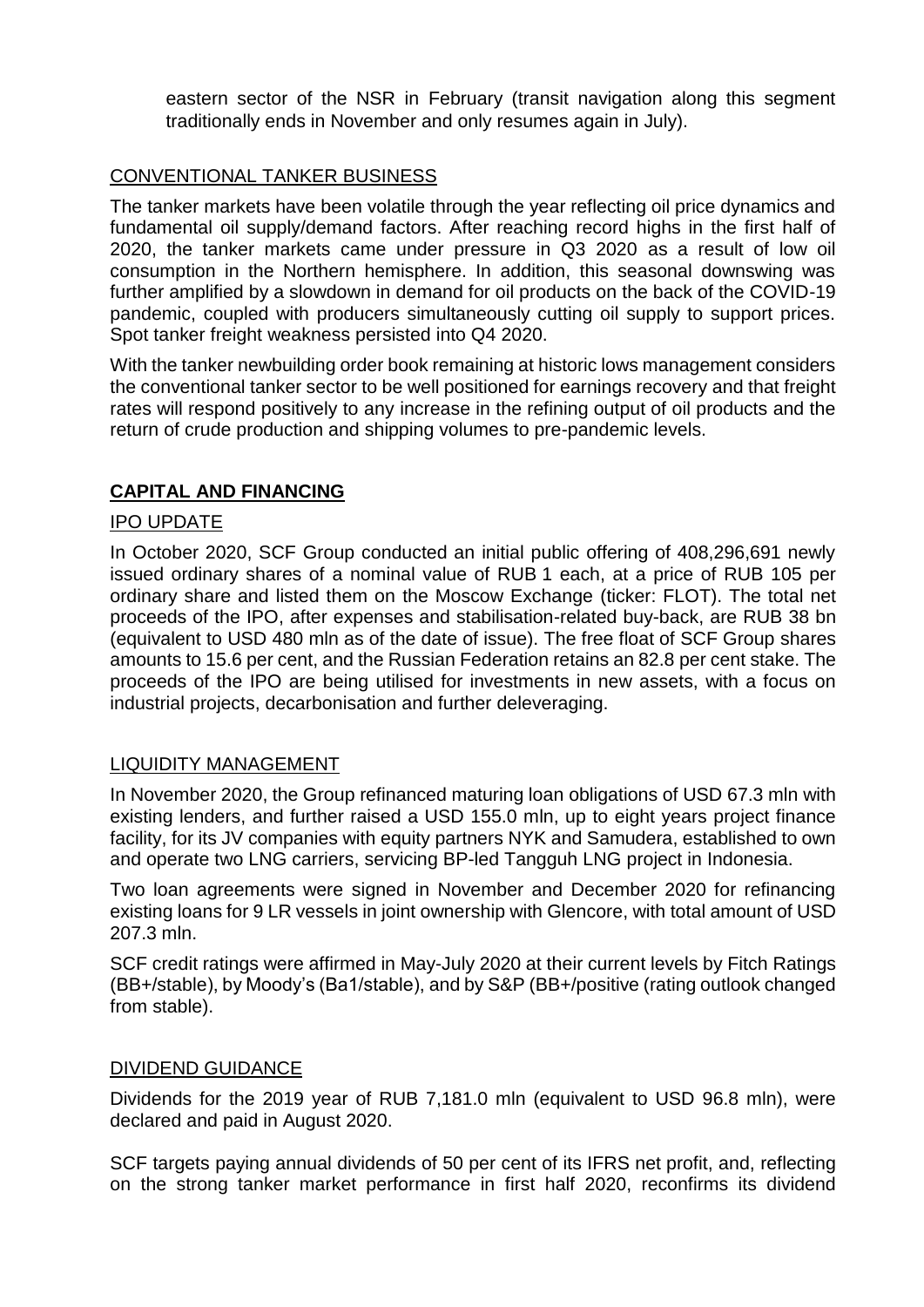eastern sector of the NSR in February (transit navigation along this segment traditionally ends in November and only resumes again in July).

## CONVENTIONAL TANKER BUSINESS

The tanker markets have been volatile through the year reflecting oil price dynamics and fundamental oil supply/demand factors. After reaching record highs in the first half of 2020, the tanker markets came under pressure in Q3 2020 as a result of low oil consumption in the Northern hemisphere. In addition, this seasonal downswing was further amplified by a slowdown in demand for oil products on the back of the COVID-19 pandemic, coupled with producers simultaneously cutting oil supply to support prices. Spot tanker freight weakness persisted into Q4 2020.

With the tanker newbuilding order book remaining at historic lows management considers the conventional tanker sector to be well positioned for earnings recovery and that freight rates will respond positively to any increase in the refining output of oil products and the return of crude production and shipping volumes to pre-pandemic levels.

# CAPITAL AND FINANCING

## IPO UPDATE

In October 2020, SCF Group conducted an initial public offering of 408,296,691 newly issued ordinary shares of a nominal value of RUB 1 each, at a price of RUB 105 per ordinary share and listed them on the Moscow Exchange (ticker: FLOT). The total net proceeds of the IPO, after expenses and stabilisation-related buy-back, are RUB 38 bn (equivalent to USD 480 mln as of the date of issue). The free float of SCF Group shares amounts to 15.6 per cent, and the Russian Federation retains an 82.8 per cent stake. The proceeds of the IPO are being utilised for investments in new assets, with a focus on industrial projects, decarbonisation and further deleveraging.

## LIQUIDITY MANAGEMENT

In November 2020, the Group refinanced maturing loan obligations of USD 67.3 mln with existing lenders, and further raised a USD 155.0 mln, up to eight years project finance facility, for its JV companies with equity partners NYK and Samudera, established to own and operate two LNG carriers, servicing BP-led Tangguh LNG project in Indonesia.

Two loan agreements were signed in November and December 2020 for refinancing existing loans for 9 LR vessels in joint ownership with Glencore, with total amount of USD 207.3 mln.

SCF credit ratings were affirmed in May-July 2020 at their current levels by Fitch Ratings (BB+/stable), by Moody's (Ba1/stable), and by S&P (BB+/positive (rating outlook changed from stable).

## DIVIDEND GUIDANCE

Dividends for the 2019 year of RUB 7,181.0 mln (equivalent to USD 96.8 mln), were declared and paid in August 2020.

SCF targets paying annual dividends of 50 per cent of its IFRS net profit, and, reflecting on the strong tanker market performance in first half 2020, reconfirms its dividend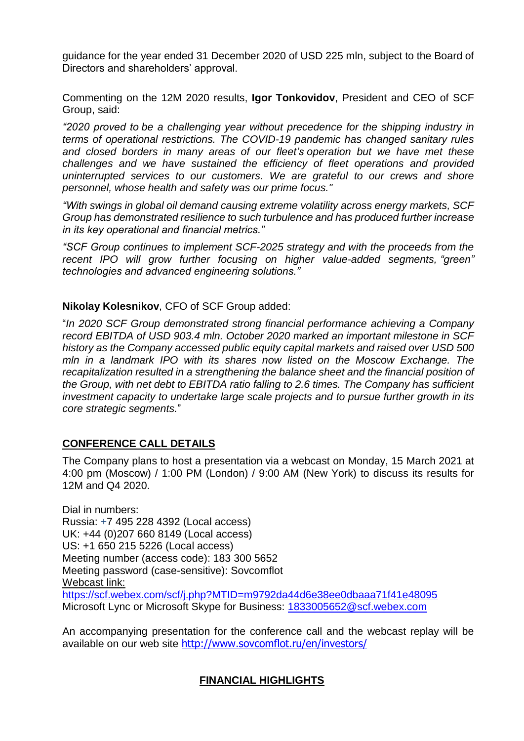guidance for the year ended 31 December 2020 of USD 225 mln, subject to the Board of Directors and shareholders' approval.

Commenting on the 12M 2020 results, **Igor Tonkovidov**, President and CEO of SCF Group, said:

*"2020 proved to be a challenging year without precedence for the shipping industry in terms of operational restrictions. The COVID-19 pandemic has changed sanitary rules and closed borders in many areas of our fleet's operation but we have met these challenges and we have sustained the efficiency of fleet operations and provided uninterrupted services to our customers. We are grateful to our crews and shore personnel, whose health and safety was our prime focus."*

*"With swings in global oil demand causing extreme volatility across energy markets, SCF Group has demonstrated resilience to such turbulence and has produced further increase in its key operational and financial metrics."*

*"SCF Group continues to implement SCF-2025 strategy and with the proceeds from the recent IPO will grow further focusing on higher value-added segments, "green" technologies and advanced engineering solutions."*

**Nikolay Kolesnikov**, CFO of SCF Group added:

"*In 2020 SCF Group demonstrated strong financial performance achieving a Company record EBITDA of USD 903.4 mln. October 2020 marked an important milestone in SCF history as the Company accessed public equity capital markets and raised over USD 500 mln in a landmark IPO with its shares now listed on the Moscow Exchange. The recapitalization resulted in a strengthening the balance sheet and the financial position of the Group, with net debt to EBITDA ratio falling to 2.6 times. The Company has sufficient investment capacity to undertake large scale projects and to pursue further growth in its core strategic segments.*"

## CONFERENCE CALL DETAILS

The Company plans to host a presentation via a webcast on Monday, 15 March 2021 at 4:00 pm (Moscow) / 1:00 PM (London) / 9:00 AM (New York) to discuss its results for 12M and Q4 2020.

Dial in numbers:
Russia: +7 495 228 4392 (Local access)
UK: +44 (0)207 660 8149 (Local access)
US: +1 650 215 5226 (Local access)
Meeting number (access code): 183 300 5652
Meeting password (case-sensitive): Sovcomflot
Webcast link:
https://scf.webex.com/scf/j.php?MTID=m9792da44d6e38ee0dbaaa71f41e48095
Microsoft Lync or Microsoft Skype for Business: 1833005652@scf.webex.com

An accompanying presentation for the conference call and the webcast replay will be available on our web site http://www.sovcomflot.ru/en/investors/

## FINANCIAL HIGHLIGHTS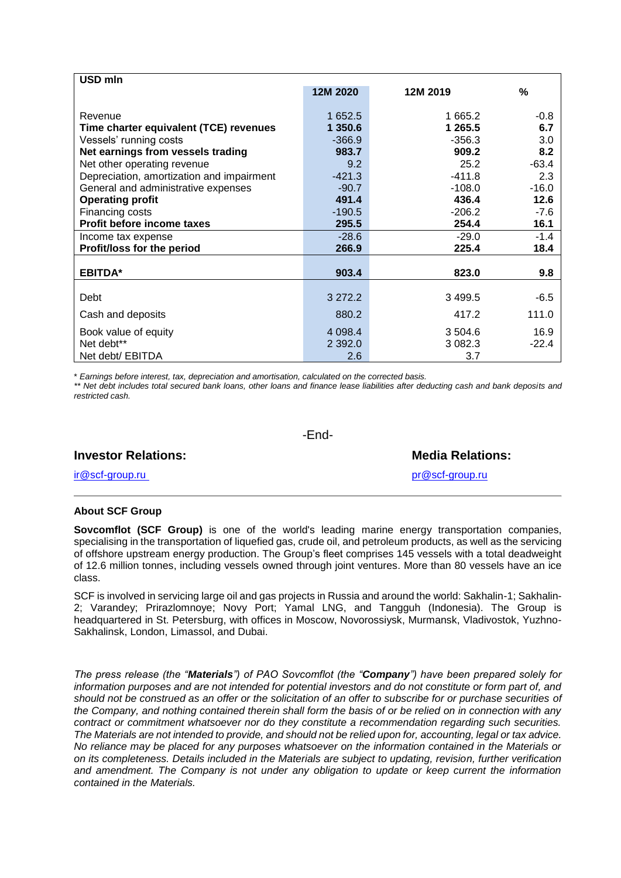| USD mln | 12M 2020 | 12M 2019 | % |
|---|---|---|---|
| Revenue | 1 652.5 | 1 665.2 | -0.8 |
| **Time charter equivalent (TCE) revenues** | **1 350.6** | **1 265.5** | **6.7** |
| Vessels' running costs | -366.9 | -356.3 | 3.0 |
| **Net earnings from vessels trading** | **983.7** | **909.2** | **8.2** |
| Net other operating revenue | 9.2 | 25.2 | -63.4 |
| Depreciation, amortization and impairment | -421.3 | -411.8 | 2.3 |
| General and administrative expenses | -90.7 | -108.0 | -16.0 |
| **Operating profit** | **491.4** | **436.4** | **12.6** |
| Financing costs | -190.5 | -206.2 | -7.6 |
| **Profit before income taxes** | **295.5** | **254.4** | **16.1** |
| Income tax expense | -28.6 | -29.0 | -1.4 |
| **Profit/loss for the period** | **266.9** | **225.4** | **18.4** |
| **EBITDA*** | **903.4** | **823.0** | **9.8** |
| Debt | 3 272.2 | 3 499.5 | -6.5 |
| Cash and deposits | 880.2 | 417.2 | 111.0 |
| Book value of equity | 4 098.4 | 3 504.6 | 16.9 |
| Net debt** | 2 392.0 | 3 082.3 | -22.4 |
| Net debt/ EBITDA | 2.6 | 3.7 | |

*\* Earnings before interest, tax, depreciation and amortisation, calculated on the corrected basis.*

*\*\* Net debt includes total secured bank loans, other loans and finance lease liabilities after deducting cash and bank deposits and restricted cash.*

-End-

**Investor Relations:**

ir@scf-group.ru

**Media Relations:**

pr@scf-group.ru

**About SCF Group**

**Sovcomflot (SCF Group)** is one of the world's leading marine energy transportation companies, specialising in the transportation of liquefied gas, crude oil, and petroleum products, as well as the servicing of offshore upstream energy production. The Group's fleet comprises 145 vessels with a total deadweight of 12.6 million tonnes, including vessels owned through joint ventures. More than 80 vessels have an ice class.

SCF is involved in servicing large oil and gas projects in Russia and around the world: Sakhalin-1; Sakhalin-2; Varandey; Prirazlomnoye; Novy Port; Yamal LNG, and Tangguh (Indonesia). The Group is headquartered in St. Petersburg, with offices in Moscow, Novorossiysk, Murmansk, Vladivostok, Yuzhno-Sakhalinsk, London, Limassol, and Dubai.

*The press release (the "**Materials**") of PAO Sovcomflot (the "**Company**") have been prepared solely for information purposes and are not intended for potential investors and do not constitute or form part of, and should not be construed as an offer or the solicitation of an offer to subscribe for or purchase securities of the Company, and nothing contained therein shall form the basis of or be relied on in connection with any contract or commitment whatsoever nor do they constitute a recommendation regarding such securities. The Materials are not intended to provide, and should not be relied upon for, accounting, legal or tax advice. No reliance may be placed for any purposes whatsoever on the information contained in the Materials or on its completeness. Details included in the Materials are subject to updating, revision, further verification and amendment. The Company is not under any obligation to update or keep current the information contained in the Materials.*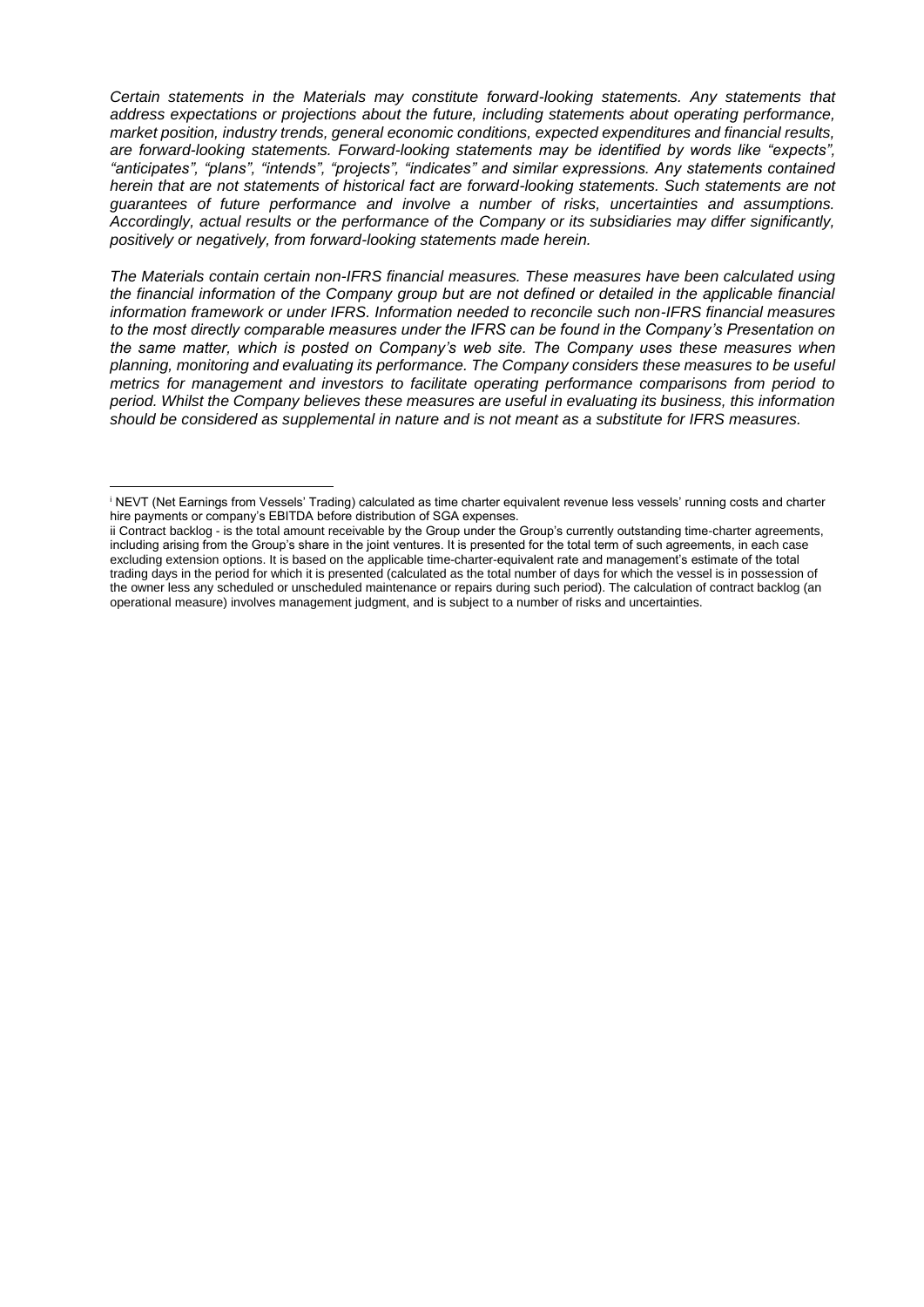*Certain statements in the Materials may constitute forward-looking statements. Any statements that address expectations or projections about the future, including statements about operating performance, market position, industry trends, general economic conditions, expected expenditures and financial results, are forward-looking statements. Forward-looking statements may be identified by words like "expects", "anticipates", "plans", "intends", "projects", "indicates" and similar expressions. Any statements contained herein that are not statements of historical fact are forward-looking statements. Such statements are not guarantees of future performance and involve a number of risks, uncertainties and assumptions. Accordingly, actual results or the performance of the Company or its subsidiaries may differ significantly, positively or negatively, from forward-looking statements made herein.*

*The Materials contain certain non-IFRS financial measures. These measures have been calculated using the financial information of the Company group but are not defined or detailed in the applicable financial information framework or under IFRS. Information needed to reconcile such non-IFRS financial measures to the most directly comparable measures under the IFRS can be found in the Company's Presentation on the same matter, which is posted on Company's web site. The Company uses these measures when planning, monitoring and evaluating its performance. The Company considers these measures to be useful metrics for management and investors to facilitate operating performance comparisons from period to period. Whilst the Company believes these measures are useful in evaluating its business, this information should be considered as supplemental in nature and is not meant as a substitute for IFRS measures.*

---

[i] NEVT (Net Earnings from Vessels' Trading) calculated as time charter equivalent revenue less vessels' running costs and charter hire payments or company's EBITDA before distribution of SGA expenses.

ii Contract backlog - is the total amount receivable by the Group under the Group's currently outstanding time-charter agreements, including arising from the Group's share in the joint ventures. It is presented for the total term of such agreements, in each case excluding extension options. It is based on the applicable time-charter-equivalent rate and management's estimate of the total trading days in the period for which it is presented (calculated as the total number of days for which the vessel is in possession of the owner less any scheduled or unscheduled maintenance or repairs during such period). The calculation of contract backlog (an operational measure) involves management judgment, and is subject to a number of risks and uncertainties.